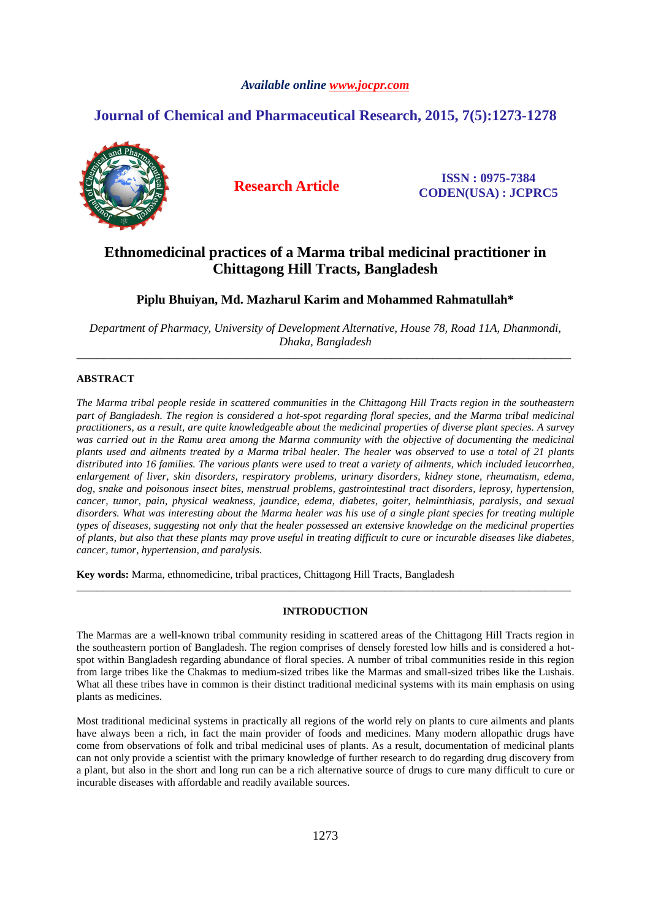# Ethnomedicinal practices of a Marma tribal medicinal practitioner in Chittagong Hill Tracts, Bangladesh

**Piplu Bhuiyan, Md. Mazharul Karim and Mohammed Rahmatullah***

*Department of Pharmacy, University of Development Alternative, House 78, Road 11A, Dhanmondi, Dhaka, Bangladesh*

---

## ABSTRACT

*The Marma tribal people reside in scattered communities in the Chittagong Hill Tracts region in the southeastern part of Bangladesh. The region is considered a hot-spot regarding floral species, and the Marma tribal medicinal practitioners, as a result, are quite knowledgeable about the medicinal properties of diverse plant species. A survey was carried out in the Ramu area among the Marma community with the objective of documenting the medicinal plants used and ailments treated by a Marma tribal healer. The healer was observed to use a total of 21 plants distributed into 16 families. The various plants were used to treat a variety of ailments, which included leucorrhea, enlargement of liver, skin disorders, respiratory problems, urinary disorders, kidney stone, rheumatism, edema, dog, snake and poisonous insect bites, menstrual problems, gastrointestinal tract disorders, leprosy, hypertension, cancer, tumor, pain, physical weakness, jaundice, edema, diabetes, goiter, helminthiasis, paralysis, and sexual disorders. What was interesting about the Marma healer was his use of a single plant species for treating multiple types of diseases, suggesting not only that the healer possessed an extensive knowledge on the medicinal properties of plants, but also that these plants may prove useful in treating difficult to cure or incurable diseases like diabetes, cancer, tumor, hypertension, and paralysis.*

**Key words:** Marma, ethnomedicine, tribal practices, Chittagong Hill Tracts, Bangladesh

---

## INTRODUCTION

The Marmas are a well-known tribal community residing in scattered areas of the Chittagong Hill Tracts region in the southeastern portion of Bangladesh. The region comprises of densely forested low hills and is considered a hot-spot within Bangladesh regarding abundance of floral species. A number of tribal communities reside in this region from large tribes like the Chakmas to medium-sized tribes like the Marmas and small-sized tribes like the Lushais. What all these tribes have in common is their distinct traditional medicinal systems with its main emphasis on using plants as medicines.

Most traditional medicinal systems in practically all regions of the world rely on plants to cure ailments and plants have always been a rich, in fact the main provider of foods and medicines. Many modern allopathic drugs have come from observations of folk and tribal medicinal uses of plants. As a result, documentation of medicinal plants can not only provide a scientist with the primary knowledge of further research to do regarding drug discovery from a plant, but also in the short and long run can be a rich alternative source of drugs to cure many difficult to cure or incurable diseases with affordable and readily available sources.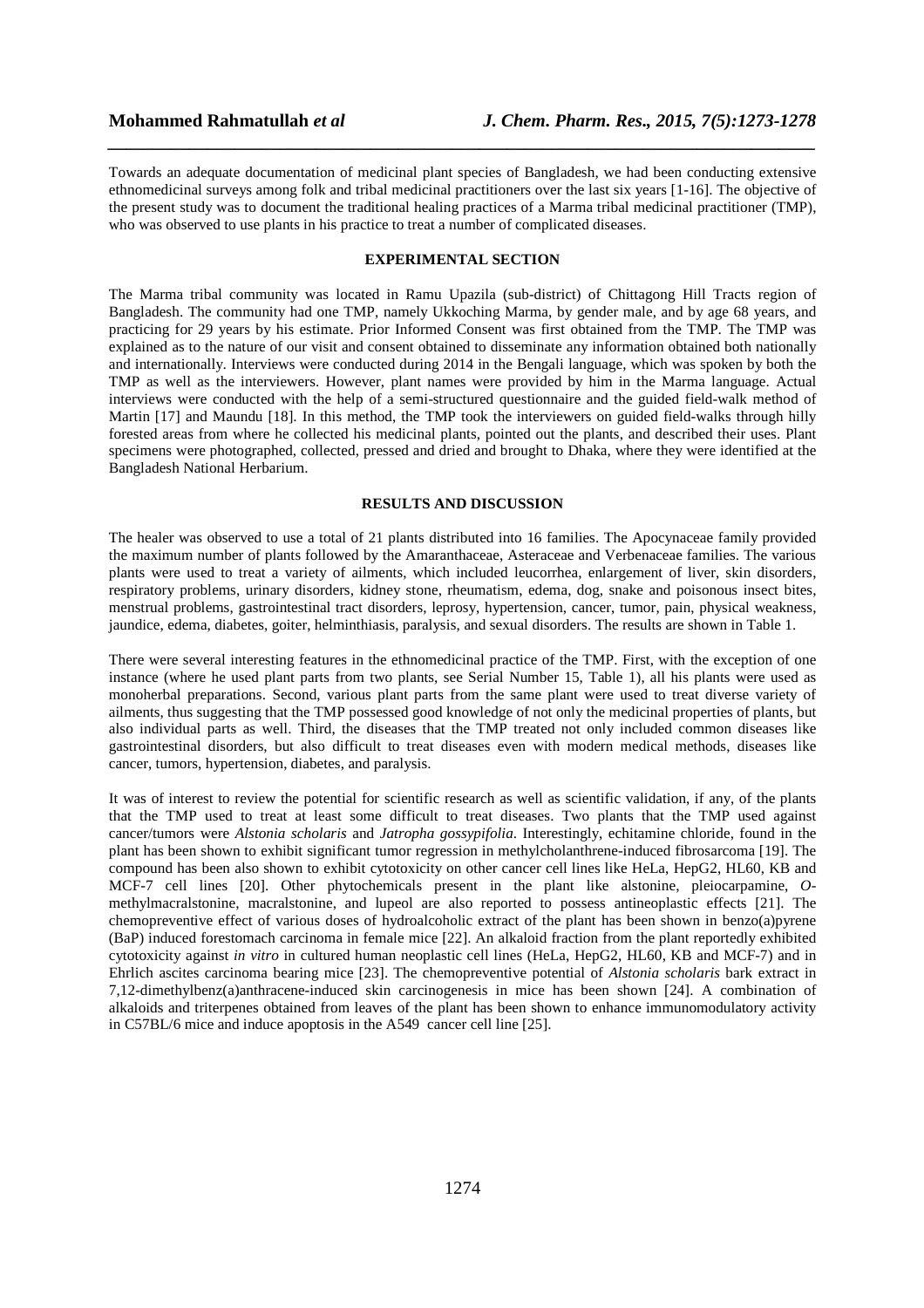Towards an adequate documentation of medicinal plant species of Bangladesh, we had been conducting extensive ethnomedicinal surveys among folk and tribal medicinal practitioners over the last six years [1-16]. The objective of the present study was to document the traditional healing practices of a Marma tribal medicinal practitioner (TMP), who was observed to use plants in his practice to treat a number of complicated diseases.

## EXPERIMENTAL SECTION

The Marma tribal community was located in Ramu Upazila (sub-district) of Chittagong Hill Tracts region of Bangladesh. The community had one TMP, namely Ukkoching Marma, by gender male, and by age 68 years, and practicing for 29 years by his estimate. Prior Informed Consent was first obtained from the TMP. The TMP was explained as to the nature of our visit and consent obtained to disseminate any information obtained both nationally and internationally. Interviews were conducted during 2014 in the Bengali language, which was spoken by both the TMP as well as the interviewers. However, plant names were provided by him in the Marma language. Actual interviews were conducted with the help of a semi-structured questionnaire and the guided field-walk method of Martin [17] and Maundu [18]. In this method, the TMP took the interviewers on guided field-walks through hilly forested areas from where he collected his medicinal plants, pointed out the plants, and described their uses. Plant specimens were photographed, collected, pressed and dried and brought to Dhaka, where they were identified at the Bangladesh National Herbarium.

## RESULTS AND DISCUSSION

The healer was observed to use a total of 21 plants distributed into 16 families. The Apocynaceae family provided the maximum number of plants followed by the Amaranthaceae, Asteraceae and Verbenaceae families. The various plants were used to treat a variety of ailments, which included leucorrhea, enlargement of liver, skin disorders, respiratory problems, urinary disorders, kidney stone, rheumatism, edema, dog, snake and poisonous insect bites, menstrual problems, gastrointestinal tract disorders, leprosy, hypertension, cancer, tumor, pain, physical weakness, jaundice, edema, diabetes, goiter, helminthiasis, paralysis, and sexual disorders. The results are shown in Table 1.

There were several interesting features in the ethnomedicinal practice of the TMP. First, with the exception of one instance (where he used plant parts from two plants, see Serial Number 15, Table 1), all his plants were used as monoherbal preparations. Second, various plant parts from the same plant were used to treat diverse variety of ailments, thus suggesting that the TMP possessed good knowledge of not only the medicinal properties of plants, but also individual parts as well. Third, the diseases that the TMP treated not only included common diseases like gastrointestinal disorders, but also difficult to treat diseases even with modern medical methods, diseases like cancer, tumors, hypertension, diabetes, and paralysis.

It was of interest to review the potential for scientific research as well as scientific validation, if any, of the plants that the TMP used to treat at least some difficult to treat diseases. Two plants that the TMP used against cancer/tumors were *Alstonia scholaris* and *Jatropha gossypifolia*. Interestingly, echitamine chloride, found in the plant has been shown to exhibit significant tumor regression in methylcholanthrene-induced fibrosarcoma [19]. The compound has been also shown to exhibit cytotoxicity on other cancer cell lines like HeLa, HepG2, HL60, KB and MCF-7 cell lines [20]. Other phytochemicals present in the plant like alstonine, pleiocarpamine, *O*-methylmacralstonine, macralstonine, and lupeol are also reported to possess antineoplastic effects [21]. The chemopreventive effect of various doses of hydroalcoholic extract of the plant has been shown in benzo(a)pyrene (BaP) induced forestomach carcinoma in female mice [22]. An alkaloid fraction from the plant reportedly exhibited cytotoxicity against *in vitro* in cultured human neoplastic cell lines (HeLa, HepG2, HL60, KB and MCF-7) and in Ehrlich ascites carcinoma bearing mice [23]. The chemopreventive potential of *Alstonia scholaris* bark extract in 7,12-dimethylbenz(a)anthracene-induced skin carcinogenesis in mice has been shown [24]. A combination of alkaloids and triterpenes obtained from leaves of the plant has been shown to enhance immunomodulatory activity in C57BL/6 mice and induce apoptosis in the A549 cancer cell line [25].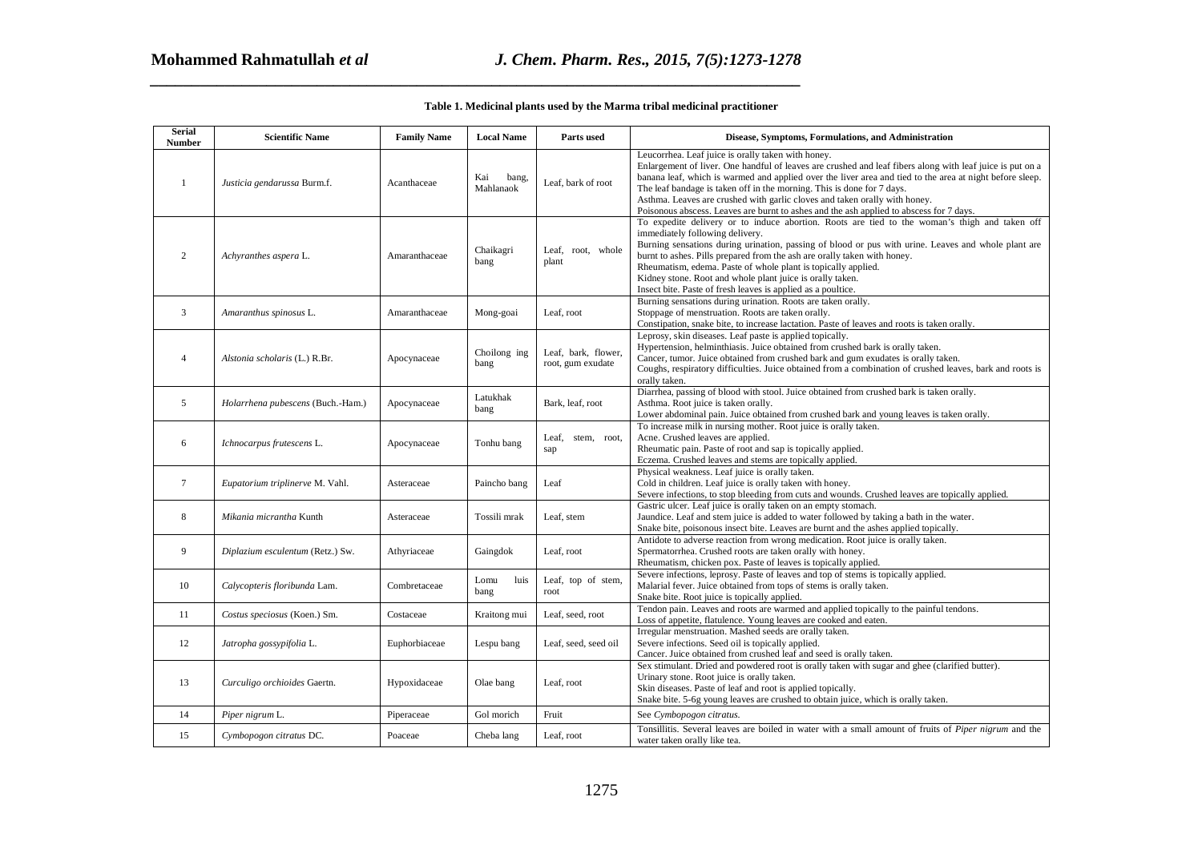**Table 1. Medicinal plants used by the Marma tribal medicinal practitioner**

| Serial Number | Scientific Name | Family Name | Local Name | Parts used | Disease, Symptoms, Formulations, and Administration |
|---|---|---|---|---|---|
| 1 | *Justicia gendarussa* Burm.f. | Acanthaceae | Kai bang, Mahlanaok | Leaf, bark of root | Leucorrhea. Leaf juice is orally taken with honey.<br>Enlargement of liver. One handful of leaves are crushed and leaf fibers along with leaf juice is put on a banana leaf, which is warmed and applied over the liver area and tied to the area at night before sleep. The leaf bandage is taken off in the morning. This is done for 7 days.<br>Asthma. Leaves are crushed with garlic cloves and taken orally with honey.<br>Poisonous abscess. Leaves are burnt to ashes and the ash applied to abscess for 7 days. |
| 2 | *Achyranthes aspera* L. | Amaranthaceae | Chaikagri bang | Leaf, root, whole plant | To expedite delivery or to induce abortion. Roots are tied to the woman's thigh and taken off immediately following delivery.<br>Burning sensations during urination, passing of blood or pus with urine. Leaves and whole plant are burnt to ashes. Pills prepared from the ash are orally taken with honey.<br>Rheumatism, edema. Paste of whole plant is topically applied.<br>Kidney stone. Root and whole plant juice is orally taken.<br>Insect bite. Paste of fresh leaves is applied as a poultice. |
| 3 | *Amaranthus spinosus* L. | Amaranthaceae | Mong-goai | Leaf, root | Burning sensations during urination. Roots are taken orally.<br>Stoppage of menstruation. Roots are taken orally.<br>Constipation, snake bite, to increase lactation. Paste of leaves and roots is taken orally. |
| 4 | *Alstonia scholaris* (L.) R.Br. | Apocynaceae | Choilong ing bang | Leaf, bark, flower, root, gum exudate | Leprosy, skin diseases. Leaf paste is applied topically.<br>Hypertension, helminthiasis. Juice obtained from crushed bark is orally taken.<br>Cancer, tumor. Juice obtained from crushed bark and gum exudates is orally taken.<br>Coughs, respiratory difficulties. Juice obtained from a combination of crushed leaves, bark and roots is orally taken. |
| 5 | *Holarrhena pubescens* (Buch.-Ham.) | Apocynaceae | Latukhak bang | Bark, leaf, root | Diarrhea, passing of blood with stool. Juice obtained from crushed bark is taken orally.<br>Asthma. Root juice is taken orally.<br>Lower abdominal pain. Juice obtained from crushed bark and young leaves is taken orally. |
| 6 | *Ichnocarpus frutescens* L. | Apocynaceae | Tonhu bang | Leaf, stem, root, sap | To increase milk in nursing mother. Root juice is orally taken.<br>Acne. Crushed leaves are applied.<br>Rheumatic pain. Paste of root and sap is topically applied.<br>Eczema. Crushed leaves and stems are topically applied. |
| 7 | *Eupatorium triplinerve* M. Vahl. | Asteraceae | Paincho bang | Leaf | Physical weakness. Leaf juice is orally taken.<br>Cold in children. Leaf juice is orally taken with honey.<br>Severe infections, to stop bleeding from cuts and wounds. Crushed leaves are topically applied. |
| 8 | *Mikania micrantha* Kunth | Asteraceae | Tossili mrak | Leaf, stem | Gastric ulcer. Leaf juice is orally taken on an empty stomach.<br>Jaundice. Leaf and stem juice is added to water followed by taking a bath in the water.<br>Snake bite, poisonous insect bite. Leaves are burnt and the ashes applied topically. |
| 9 | *Diplazium esculentum* (Retz.) Sw. | Athyriaceae | Gaingdok | Leaf, root | Antidote to adverse reaction from wrong medication. Root juice is orally taken.<br>Spermatorrhea. Crushed roots are taken orally with honey.<br>Rheumatism, chicken pox. Paste of leaves is topically applied. |
| 10 | *Calycopteris floribunda* Lam. | Combretaceae | Lomu luis bang | Leaf, top of stem, root | Severe infections, leprosy. Paste of leaves and top of stems is topically applied.<br>Malarial fever. Juice obtained from tops of stems is orally taken.<br>Snake bite. Root juice is topically applied. |
| 11 | *Costus speciosus* (Koen.) Sm. | Costaceae | Kraitong mui | Leaf, seed, root | Tendon pain. Leaves and roots are warmed and applied topically to the painful tendons.<br>Loss of appetite, flatulence. Young leaves are cooked and eaten. |
| 12 | *Jatropha gossypifolia* L. | Euphorbiaceae | Lespu bang | Leaf, seed, seed oil | Irregular menstruation. Mashed seeds are orally taken.<br>Severe infections. Seed oil is topically applied.<br>Cancer. Juice obtained from crushed leaf and seed is orally taken. |
| 13 | *Curculigo orchioides* Gaertn. | Hypoxidaceae | Olae bang | Leaf, root | Sex stimulant. Dried and powdered root is orally taken with sugar and ghee (clarified butter).<br>Urinary stone. Root juice is orally taken.<br>Skin diseases. Paste of leaf and root is applied topically.<br>Snake bite. 5-6g young leaves are crushed to obtain juice, which is orally taken. |
| 14 | *Piper nigrum* L. | Piperaceae | Gol morich | Fruit | See *Cymbopogon citratus.* |
| 15 | *Cymbopogon citratus* DC. | Poaceae | Cheba lang | Leaf, root | Tonsillitis. Several leaves are boiled in water with a small amount of fruits of *Piper nigrum* and the water taken orally like tea. |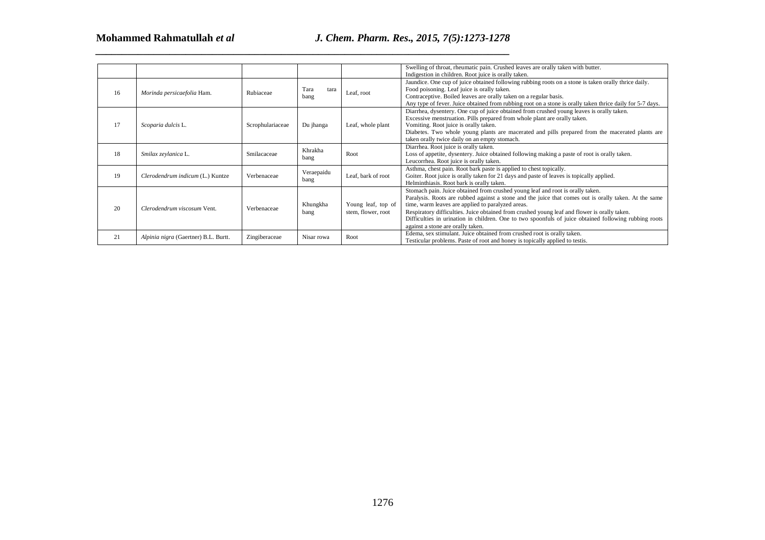|  |  |  |  |  |  |
| --- | --- | --- | --- | --- | --- |
|  |  |  |  |  | Swelling of throat, rheumatic pain. Crushed leaves are orally taken with butter.<br>Indigestion in children. Root juice is orally taken. |
| 16 | *Morinda persicaefolia* Ham. | Rubiaceae | Tara tara bang | Leaf, root | Jaundice. One cup of juice obtained following rubbing roots on a stone is taken orally thrice daily.<br>Food poisoning. Leaf juice is orally taken.<br>Contraceptive. Boiled leaves are orally taken on a regular basis.<br>Any type of fever. Juice obtained from rubbing root on a stone is orally taken thrice daily for 5-7 days. |
| 17 | *Scoparia dulcis* L. | Scrophulariaceae | Du jhanga | Leaf, whole plant | Diarrhea, dysentery. One cup of juice obtained from crushed young leaves is orally taken.<br>Excessive menstruation. Pills prepared from whole plant are orally taken.<br>Vomiting. Root juice is orally taken.<br>Diabetes. Two whole young plants are macerated and pills prepared from the macerated plants are taken orally twice daily on an empty stomach. |
| 18 | *Smilax zeylanica* L. | Smilacaceae | Khrakha bang | Root | Diarrhea. Root juice is orally taken.<br>Loss of appetite, dysentery. Juice obtained following making a paste of root is orally taken.<br>Leucorrhea. Root juice is orally taken. |
| 19 | *Clerodendrum indicum* (L.) Kuntze | Verbenaceae | Veraepaidu bang | Leaf, bark of root | Asthma, chest pain. Root bark paste is applied to chest topically.<br>Goiter. Root juice is orally taken for 21 days and paste of leaves is topically applied.<br>Helminthiasis. Root bark is orally taken. |
| 20 | *Clerodendrum viscosum* Vent. | Verbenaceae | Khungkha bang | Young leaf, top of stem, flower, root | Stomach pain. Juice obtained from crushed young leaf and root is orally taken.<br>Paralysis. Roots are rubbed against a stone and the juice that comes out is orally taken. At the same time, warm leaves are applied to paralyzed areas.<br>Respiratory difficulties. Juice obtained from crushed young leaf and flower is orally taken.<br>Difficulties in urination in children. One to two spoonfuls of juice obtained following rubbing roots against a stone are orally taken. |
| 21 | *Alpinia nigra* (Gaertner) B.L. Burtt. | Zingiberaceae | Nisar rowa | Root | Edema, sex stimulant. Juice obtained from crushed root is orally taken.<br>Testicular problems. Paste of root and honey is topically applied to testis. |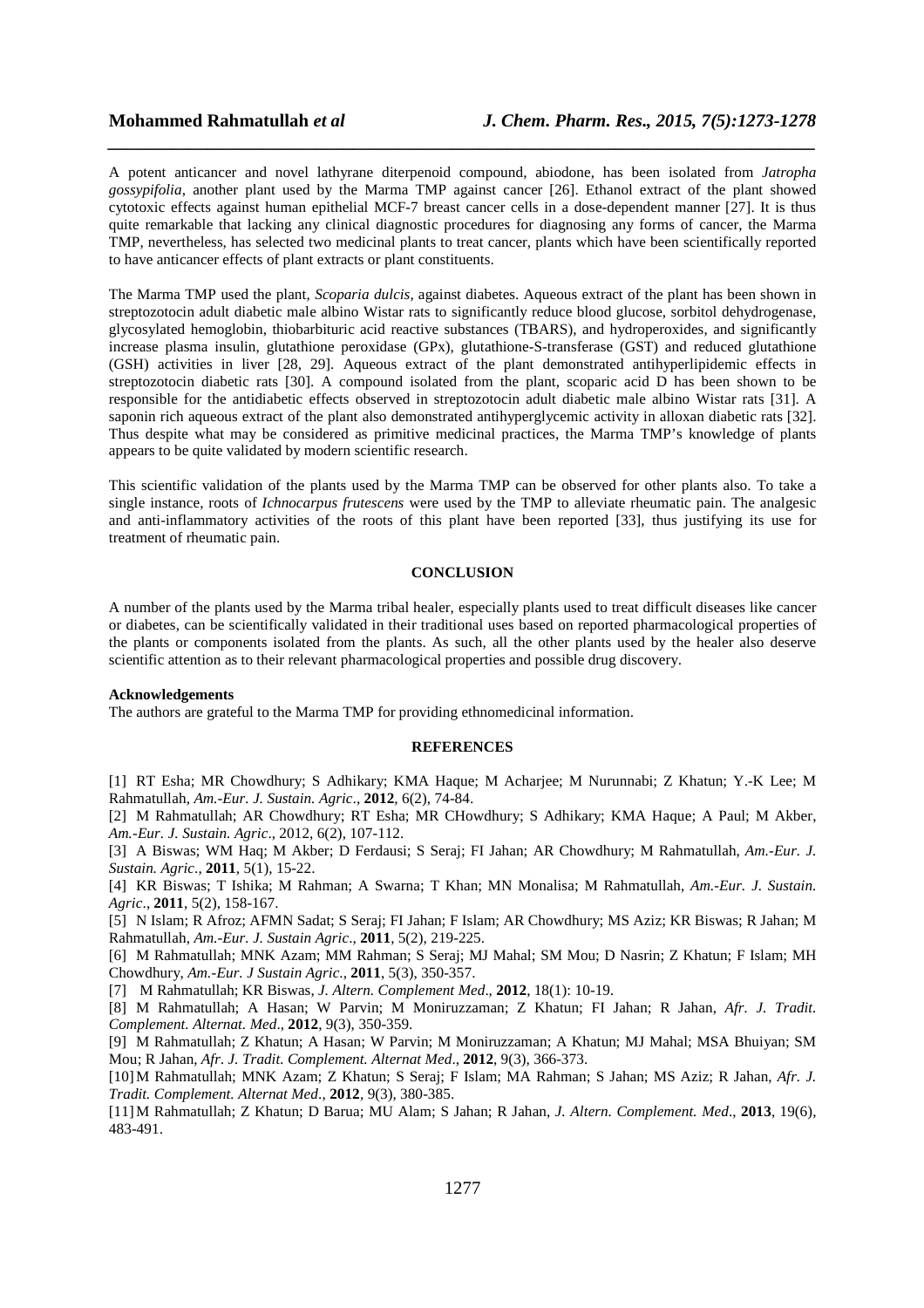A potent anticancer and novel lathyrane diterpenoid compound, abiodone, has been isolated from *Jatropha gossypifolia*, another plant used by the Marma TMP against cancer [26]. Ethanol extract of the plant showed cytotoxic effects against human epithelial MCF-7 breast cancer cells in a dose-dependent manner [27]. It is thus quite remarkable that lacking any clinical diagnostic procedures for diagnosing any forms of cancer, the Marma TMP, nevertheless, has selected two medicinal plants to treat cancer, plants which have been scientifically reported to have anticancer effects of plant extracts or plant constituents.

The Marma TMP used the plant, *Scoparia dulcis*, against diabetes. Aqueous extract of the plant has been shown in streptozotocin adult diabetic male albino Wistar rats to significantly reduce blood glucose, sorbitol dehydrogenase, glycosylated hemoglobin, thiobarbituric acid reactive substances (TBARS), and hydroperoxides, and significantly increase plasma insulin, glutathione peroxidase (GPx), glutathione-S-transferase (GST) and reduced glutathione (GSH) activities in liver [28, 29]. Aqueous extract of the plant demonstrated antihyperlipidemic effects in streptozotocin diabetic rats [30]. A compound isolated from the plant, scoparic acid D has been shown to be responsible for the antidiabetic effects observed in streptozotocin adult diabetic male albino Wistar rats [31]. A saponin rich aqueous extract of the plant also demonstrated antihyperglycemic activity in alloxan diabetic rats [32]. Thus despite what may be considered as primitive medicinal practices, the Marma TMP's knowledge of plants appears to be quite validated by modern scientific research.

This scientific validation of the plants used by the Marma TMP can be observed for other plants also. To take a single instance, roots of *Ichnocarpus frutescens* were used by the TMP to alleviate rheumatic pain. The analgesic and anti-inflammatory activities of the roots of this plant have been reported [33], thus justifying its use for treatment of rheumatic pain.

## CONCLUSION

A number of the plants used by the Marma tribal healer, especially plants used to treat difficult diseases like cancer or diabetes, can be scientifically validated in their traditional uses based on reported pharmacological properties of the plants or components isolated from the plants. As such, all the other plants used by the healer also deserve scientific attention as to their relevant pharmacological properties and possible drug discovery.

### Acknowledgements

The authors are grateful to the Marma TMP for providing ethnomedicinal information.

## REFERENCES

[1] RT Esha; MR Chowdhury; S Adhikary; KMA Haque; M Acharjee; M Nurunnabi; Z Khatun; Y.-K Lee; M Rahmatullah, *Am.-Eur. J. Sustain. Agric*., **2012**, 6(2), 74-84.

[2] M Rahmatullah; AR Chowdhury; RT Esha; MR CHowdhury; S Adhikary; KMA Haque; A Paul; M Akber, *Am.-Eur. J. Sustain. Agric*., 2012, 6(2), 107-112.

[3] A Biswas; WM Haq; M Akber; D Ferdausi; S Seraj; FI Jahan; AR Chowdhury; M Rahmatullah, *Am.-Eur. J. Sustain. Agric*., **2011**, 5(1), 15-22.

[4] KR Biswas; T Ishika; M Rahman; A Swarna; T Khan; MN Monalisa; M Rahmatullah, *Am.-Eur. J. Sustain. Agric*., **2011**, 5(2), 158-167.

[5] N Islam; R Afroz; AFMN Sadat; S Seraj; FI Jahan; F Islam; AR Chowdhury; MS Aziz; KR Biswas; R Jahan; M Rahmatullah, *Am.-Eur. J. Sustain Agric*., **2011**, 5(2), 219-225.

[6] M Rahmatullah; MNK Azam; MM Rahman; S Seraj; MJ Mahal; SM Mou; D Nasrin; Z Khatun; F Islam; MH Chowdhury, *Am.-Eur. J Sustain Agric*., **2011**, 5(3), 350-357.

[7] M Rahmatullah; KR Biswas, *J. Altern. Complement Med*., **2012**, 18(1): 10-19.

[8] M Rahmatullah; A Hasan; W Parvin; M Moniruzzaman; Z Khatun; FI Jahan; R Jahan, *Afr. J. Tradit. Complement. Alternat. Med*., **2012**, 9(3), 350-359.

[9] M Rahmatullah; Z Khatun; A Hasan; W Parvin; M Moniruzzaman; A Khatun; MJ Mahal; MSA Bhuiyan; SM Mou; R Jahan, *Afr. J. Tradit. Complement. Alternat Med*., **2012**, 9(3), 366-373.

[10] M Rahmatullah; MNK Azam; Z Khatun; S Seraj; F Islam; MA Rahman; S Jahan; MS Aziz; R Jahan, *Afr. J. Tradit. Complement. Alternat Med*., **2012**, 9(3), 380-385.

[11] M Rahmatullah; Z Khatun; D Barua; MU Alam; S Jahan; R Jahan, *J. Altern. Complement. Med*., **2013**, 19(6), 483-491.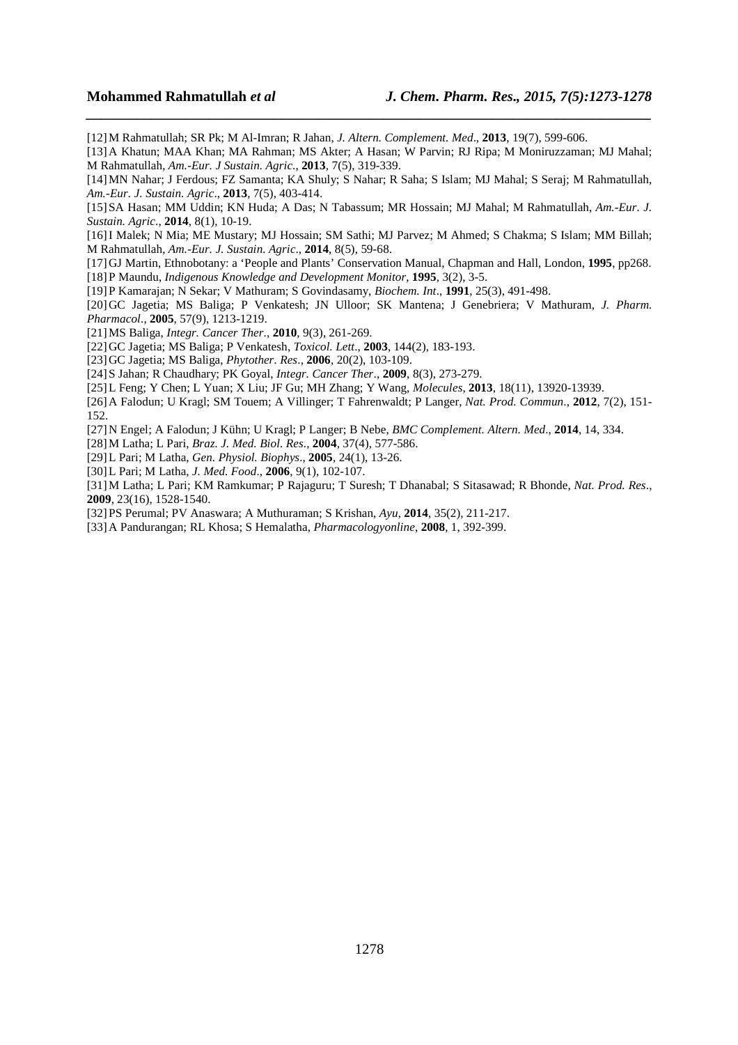[12] M Rahmatullah; SR Pk; M Al-Imran; R Jahan, *J. Altern. Complement. Med*., **2013**, 19(7), 599-606.

[13] A Khatun; MAA Khan; MA Rahman; MS Akter; A Hasan; W Parvin; RJ Ripa; M Moniruzzaman; MJ Mahal; M Rahmatullah, *Am.-Eur. J Sustain. Agric*., **2013**, 7(5), 319-339.

[14] MN Nahar; J Ferdous; FZ Samanta; KA Shuly; S Nahar; R Saha; S Islam; MJ Mahal; S Seraj; M Rahmatullah, *Am.-Eur. J. Sustain. Agric*., **2013**, 7(5), 403-414.

[15] SA Hasan; MM Uddin; KN Huda; A Das; N Tabassum; MR Hossain; MJ Mahal; M Rahmatullah, *Am.-Eur. J. Sustain. Agric*., **2014**, 8(1), 10-19.

[16] I Malek; N Mia; ME Mustary; MJ Hossain; SM Sathi; MJ Parvez; M Ahmed; S Chakma; S Islam; MM Billah; M Rahmatullah, *Am.-Eur. J. Sustain. Agric*., **2014**, 8(5), 59-68.

[17] GJ Martin, Ethnobotany: a 'People and Plants' Conservation Manual, Chapman and Hall, London, **1995**, pp268.

[18] P Maundu, *Indigenous Knowledge and Development Monitor*, **1995**, 3(2), 3-5.

[19] P Kamarajan; N Sekar; V Mathuram; S Govindasamy, *Biochem. Int*., **1991**, 25(3), 491-498.

[20] GC Jagetia; MS Baliga; P Venkatesh; JN Ulloor; SK Mantena; J Genebriera; V Mathuram, *J. Pharm. Pharmacol*., **2005**, 57(9), 1213-1219.

[21] MS Baliga, *Integr. Cancer Ther*., **2010**, 9(3), 261-269.

[22] GC Jagetia; MS Baliga; P Venkatesh, *Toxicol. Lett*., **2003**, 144(2), 183-193.

[23] GC Jagetia; MS Baliga, *Phytother. Res*., **2006**, 20(2), 103-109.

[24] S Jahan; R Chaudhary; PK Goyal, *Integr. Cancer Ther*., **2009**, 8(3), 273-279.

[25] L Feng; Y Chen; L Yuan; X Liu; JF Gu; MH Zhang; Y Wang, *Molecules*, **2013**, 18(11), 13920-13939.

[26] A Falodun; U Kragl; SM Touem; A Villinger; T Fahrenwaldt; P Langer, *Nat. Prod. Commun*., **2012**, 7(2), 151-152.

[27] N Engel; A Falodun; J Kühn; U Kragl; P Langer; B Nebe, *BMC Complement. Altern. Med*., **2014**, 14, 334.

[28] M Latha; L Pari, *Braz. J. Med. Biol. Res*., **2004**, 37(4), 577-586.

[29] L Pari; M Latha, *Gen. Physiol. Biophys*., **2005**, 24(1), 13-26.

[30] L Pari; M Latha, *J. Med. Food*., **2006**, 9(1), 102-107.

[31] M Latha; L Pari; KM Ramkumar; P Rajaguru; T Suresh; T Dhanabal; S Sitasawad; R Bhonde, *Nat. Prod. Res*., **2009**, 23(16), 1528-1540.

[32] PS Perumal; PV Anaswara; A Muthuraman; S Krishan, *Ayu*, **2014**, 35(2), 211-217.

[33] A Pandurangan; RL Khosa; S Hemalatha, *Pharmacologyonline*, **2008**, 1, 392-399.